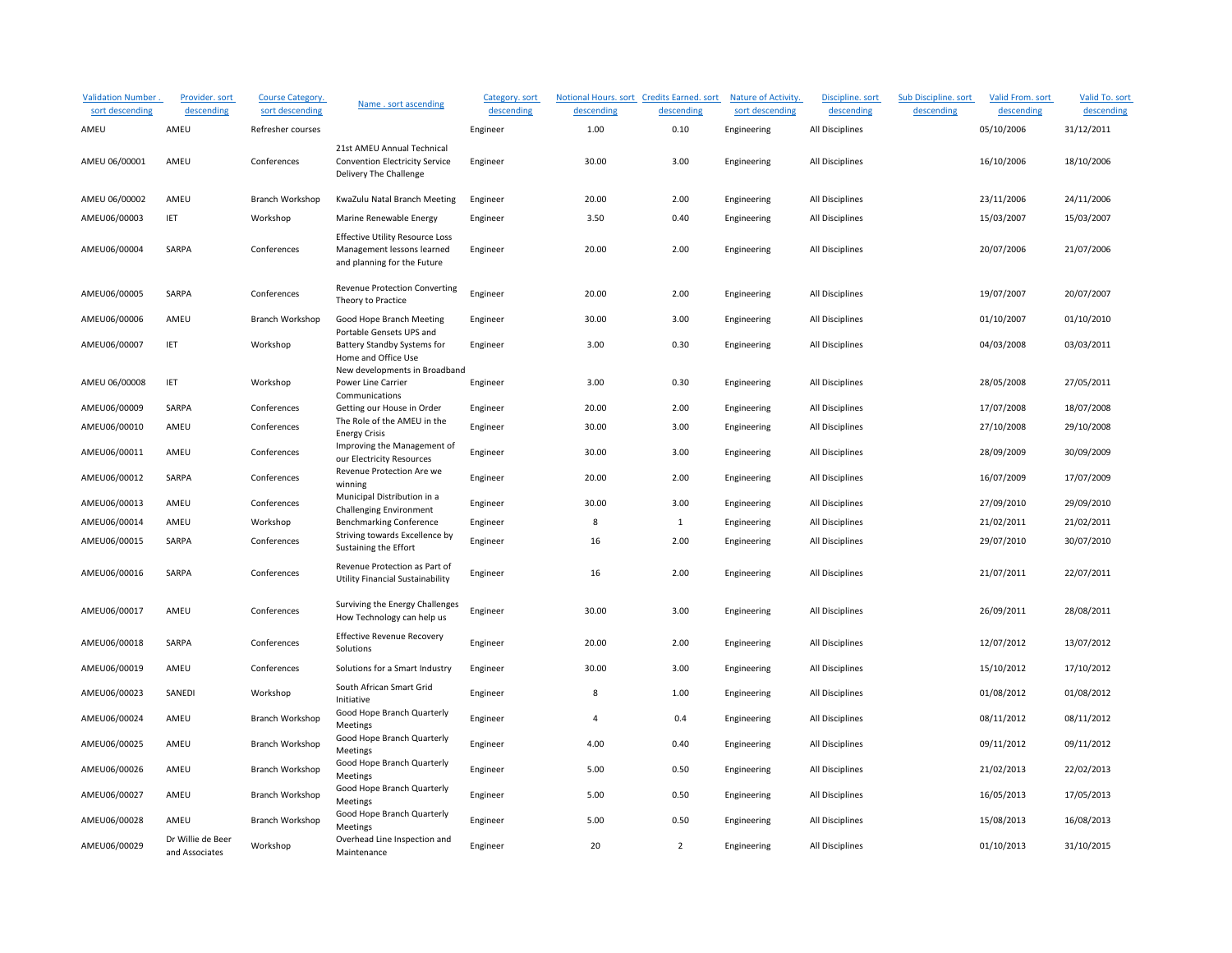| Validation Number . sort descending | Provider. sort descending | Course Category. sort descending | Name . sort ascending | Category. sort descending | Notional Hours. sort descending | Credits Earned. sort descending | Nature of Activity. sort descending | Discipline. sort descending | Sub Discipline. sort descending | Valid From. sort descending | Valid To. sort descending |
|---|---|---|---|---|---|---|---|---|---|---|---|
| AMEU | AMEU | Refresher courses | | Engineer | 1.00 | 0.10 | Engineering | All Disciplines | | 05/10/2006 | 31/12/2011 |
| AMEU 06/00001 | AMEU | Conferences | 21st AMEU Annual Technical Convention Electricity Service Delivery The Challenge | Engineer | 30.00 | 3.00 | Engineering | All Disciplines | | 16/10/2006 | 18/10/2006 |
| AMEU 06/00002 | AMEU | Branch Workshop | KwaZulu Natal Branch Meeting | Engineer | 20.00 | 2.00 | Engineering | All Disciplines | | 23/11/2006 | 24/11/2006 |
| AMEU06/00003 | IET | Workshop | Marine Renewable Energy | Engineer | 3.50 | 0.40 | Engineering | All Disciplines | | 15/03/2007 | 15/03/2007 |
| AMEU06/00004 | SARPA | Conferences | Effective Utility Resource Loss Management lessons learned and planning for the Future | Engineer | 20.00 | 2.00 | Engineering | All Disciplines | | 20/07/2006 | 21/07/2006 |
| AMEU06/00005 | SARPA | Conferences | Revenue Protection Converting Theory to Practice | Engineer | 20.00 | 2.00 | Engineering | All Disciplines | | 19/07/2007 | 20/07/2007 |
| AMEU06/00006 | AMEU | Branch Workshop | Good Hope Branch Meeting | Engineer | 30.00 | 3.00 | Engineering | All Disciplines | | 01/10/2007 | 01/10/2010 |
| AMEU06/00007 | IET | Workshop | Portable Gensets UPS and Battery Standby Systems for Home and Office Use | Engineer | 3.00 | 0.30 | Engineering | All Disciplines | | 04/03/2008 | 03/03/2011 |
| AMEU 06/00008 | IET | Workshop | New developments in Broadband Power Line Carrier Communications | Engineer | 3.00 | 0.30 | Engineering | All Disciplines | | 28/05/2008 | 27/05/2011 |
| AMEU06/00009 | SARPA | Conferences | Getting our House in Order | Engineer | 20.00 | 2.00 | Engineering | All Disciplines | | 17/07/2008 | 18/07/2008 |
| AMEU06/00010 | AMEU | Conferences | The Role of the AMEU in the Energy Crisis | Engineer | 30.00 | 3.00 | Engineering | All Disciplines | | 27/10/2008 | 29/10/2008 |
| AMEU06/00011 | AMEU | Conferences | Improving the Management of our Electricity Resources | Engineer | 30.00 | 3.00 | Engineering | All Disciplines | | 28/09/2009 | 30/09/2009 |
| AMEU06/00012 | SARPA | Conferences | Revenue Protection Are we winning | Engineer | 20.00 | 2.00 | Engineering | All Disciplines | | 16/07/2009 | 17/07/2009 |
| AMEU06/00013 | AMEU | Conferences | Municipal Distribution in a Challenging Environment | Engineer | 30.00 | 3.00 | Engineering | All Disciplines | | 27/09/2010 | 29/09/2010 |
| AMEU06/00014 | AMEU | Workshop | Benchmarking Conference | Engineer | 8 | 1 | Engineering | All Disciplines | | 21/02/2011 | 21/02/2011 |
| AMEU06/00015 | SARPA | Conferences | Striving towards Excellence by Sustaining the Effort | Engineer | 16 | 2.00 | Engineering | All Disciplines | | 29/07/2010 | 30/07/2010 |
| AMEU06/00016 | SARPA | Conferences | Revenue Protection as Part of Utility Financial Sustainability | Engineer | 16 | 2.00 | Engineering | All Disciplines | | 21/07/2011 | 22/07/2011 |
| AMEU06/00017 | AMEU | Conferences | Surviving the Energy Challenges How Technology can help us | Engineer | 30.00 | 3.00 | Engineering | All Disciplines | | 26/09/2011 | 28/08/2011 |
| AMEU06/00018 | SARPA | Conferences | Effective Revenue Recovery Solutions | Engineer | 20.00 | 2.00 | Engineering | All Disciplines | | 12/07/2012 | 13/07/2012 |
| AMEU06/00019 | AMEU | Conferences | Solutions for a Smart Industry | Engineer | 30.00 | 3.00 | Engineering | All Disciplines | | 15/10/2012 | 17/10/2012 |
| AMEU06/00023 | SANEDI | Workshop | South African Smart Grid Initiative | Engineer | 8 | 1.00 | Engineering | All Disciplines | | 01/08/2012 | 01/08/2012 |
| AMEU06/00024 | AMEU | Branch Workshop | Good Hope Branch Quarterly Meetings | Engineer | 4 | 0.4 | Engineering | All Disciplines | | 08/11/2012 | 08/11/2012 |
| AMEU06/00025 | AMEU | Branch Workshop | Good Hope Branch Quarterly Meetings | Engineer | 4.00 | 0.40 | Engineering | All Disciplines | | 09/11/2012 | 09/11/2012 |
| AMEU06/00026 | AMEU | Branch Workshop | Good Hope Branch Quarterly Meetings | Engineer | 5.00 | 0.50 | Engineering | All Disciplines | | 21/02/2013 | 22/02/2013 |
| AMEU06/00027 | AMEU | Branch Workshop | Good Hope Branch Quarterly Meetings | Engineer | 5.00 | 0.50 | Engineering | All Disciplines | | 16/05/2013 | 17/05/2013 |
| AMEU06/00028 | AMEU | Branch Workshop | Good Hope Branch Quarterly Meetings | Engineer | 5.00 | 0.50 | Engineering | All Disciplines | | 15/08/2013 | 16/08/2013 |
| AMEU06/00029 | Dr Willie de Beer and Associates | Workshop | Overhead Line Inspection and Maintenance | Engineer | 20 | 2 | Engineering | All Disciplines | | 01/10/2013 | 31/10/2015 |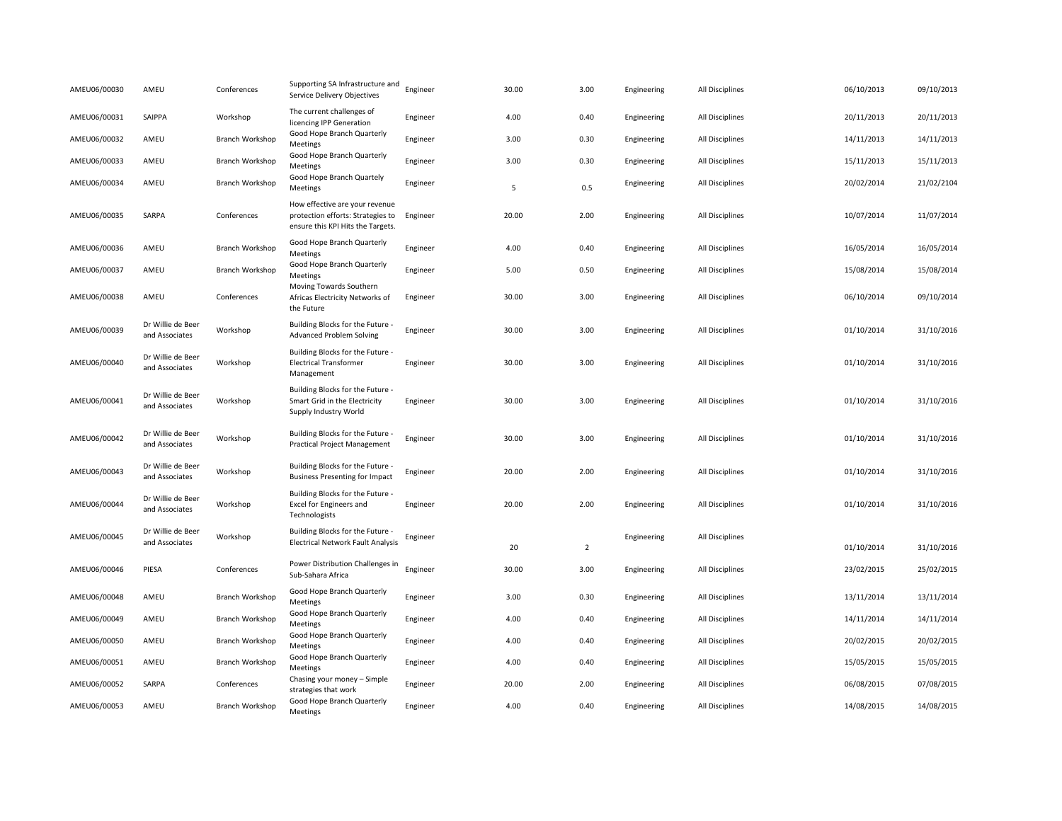| | | | | | | | | | | |
|---|---|---|---|---|---|---|---|---|---|---|
| AMEU06/00030 | AMEU | Conferences | Supporting SA Infrastructure and Service Delivery Objectives | Engineer | 30.00 | 3.00 | Engineering | All Disciplines | 06/10/2013 | 09/10/2013 |
| AMEU06/00031 | SAIPPA | Workshop | The current challenges of licencing IPP Generation | Engineer | 4.00 | 0.40 | Engineering | All Disciplines | 20/11/2013 | 20/11/2013 |
| AMEU06/00032 | AMEU | Branch Workshop | Good Hope Branch Quarterly Meetings | Engineer | 3.00 | 0.30 | Engineering | All Disciplines | 14/11/2013 | 14/11/2013 |
| AMEU06/00033 | AMEU | Branch Workshop | Good Hope Branch Quarterly Meetings | Engineer | 3.00 | 0.30 | Engineering | All Disciplines | 15/11/2013 | 15/11/2013 |
| AMEU06/00034 | AMEU | Branch Workshop | Good Hope Branch Quartely Meetings | Engineer | 5 | 0.5 | Engineering | All Disciplines | 20/02/2014 | 21/02/2104 |
| AMEU06/00035 | SARPA | Conferences | How effective are your revenue protection efforts: Strategies to ensure this KPI Hits the Targets. | Engineer | 20.00 | 2.00 | Engineering | All Disciplines | 10/07/2014 | 11/07/2014 |
| AMEU06/00036 | AMEU | Branch Workshop | Good Hope Branch Quarterly Meetings | Engineer | 4.00 | 0.40 | Engineering | All Disciplines | 16/05/2014 | 16/05/2014 |
| AMEU06/00037 | AMEU | Branch Workshop | Good Hope Branch Quarterly Meetings | Engineer | 5.00 | 0.50 | Engineering | All Disciplines | 15/08/2014 | 15/08/2014 |
| AMEU06/00038 | AMEU | Conferences | Moving Towards Southern Africas Electricity Networks of the Future | Engineer | 30.00 | 3.00 | Engineering | All Disciplines | 06/10/2014 | 09/10/2014 |
| AMEU06/00039 | Dr Willie de Beer and Associates | Workshop | Building Blocks for the Future - Advanced Problem Solving | Engineer | 30.00 | 3.00 | Engineering | All Disciplines | 01/10/2014 | 31/10/2016 |
| AMEU06/00040 | Dr Willie de Beer and Associates | Workshop | Building Blocks for the Future - Electrical Transformer Management | Engineer | 30.00 | 3.00 | Engineering | All Disciplines | 01/10/2014 | 31/10/2016 |
| AMEU06/00041 | Dr Willie de Beer and Associates | Workshop | Building Blocks for the Future - Smart Grid in the Electricity Supply Industry World | Engineer | 30.00 | 3.00 | Engineering | All Disciplines | 01/10/2014 | 31/10/2016 |
| AMEU06/00042 | Dr Willie de Beer and Associates | Workshop | Building Blocks for the Future - Practical Project Management | Engineer | 30.00 | 3.00 | Engineering | All Disciplines | 01/10/2014 | 31/10/2016 |
| AMEU06/00043 | Dr Willie de Beer and Associates | Workshop | Building Blocks for the Future - Business Presenting for Impact | Engineer | 20.00 | 2.00 | Engineering | All Disciplines | 01/10/2014 | 31/10/2016 |
| AMEU06/00044 | Dr Willie de Beer and Associates | Workshop | Building Blocks for the Future - Excel for Engineers and Technologists | Engineer | 20.00 | 2.00 | Engineering | All Disciplines | 01/10/2014 | 31/10/2016 |
| AMEU06/00045 | Dr Willie de Beer and Associates | Workshop | Building Blocks for the Future - Electrical Network Fault Analysis | Engineer | 20 | 2 | Engineering | All Disciplines | 01/10/2014 | 31/10/2016 |
| AMEU06/00046 | PIESA | Conferences | Power Distribution Challenges in Sub-Sahara Africa | Engineer | 30.00 | 3.00 | Engineering | All Disciplines | 23/02/2015 | 25/02/2015 |
| AMEU06/00048 | AMEU | Branch Workshop | Good Hope Branch Quarterly Meetings | Engineer | 3.00 | 0.30 | Engineering | All Disciplines | 13/11/2014 | 13/11/2014 |
| AMEU06/00049 | AMEU | Branch Workshop | Good Hope Branch Quarterly Meetings | Engineer | 4.00 | 0.40 | Engineering | All Disciplines | 14/11/2014 | 14/11/2014 |
| AMEU06/00050 | AMEU | Branch Workshop | Good Hope Branch Quarterly Meetings | Engineer | 4.00 | 0.40 | Engineering | All Disciplines | 20/02/2015 | 20/02/2015 |
| AMEU06/00051 | AMEU | Branch Workshop | Good Hope Branch Quarterly Meetings | Engineer | 4.00 | 0.40 | Engineering | All Disciplines | 15/05/2015 | 15/05/2015 |
| AMEU06/00052 | SARPA | Conferences | Chasing your money – Simple strategies that work | Engineer | 20.00 | 2.00 | Engineering | All Disciplines | 06/08/2015 | 07/08/2015 |
| AMEU06/00053 | AMEU | Branch Workshop | Good Hope Branch Quarterly Meetings | Engineer | 4.00 | 0.40 | Engineering | All Disciplines | 14/08/2015 | 14/08/2015 |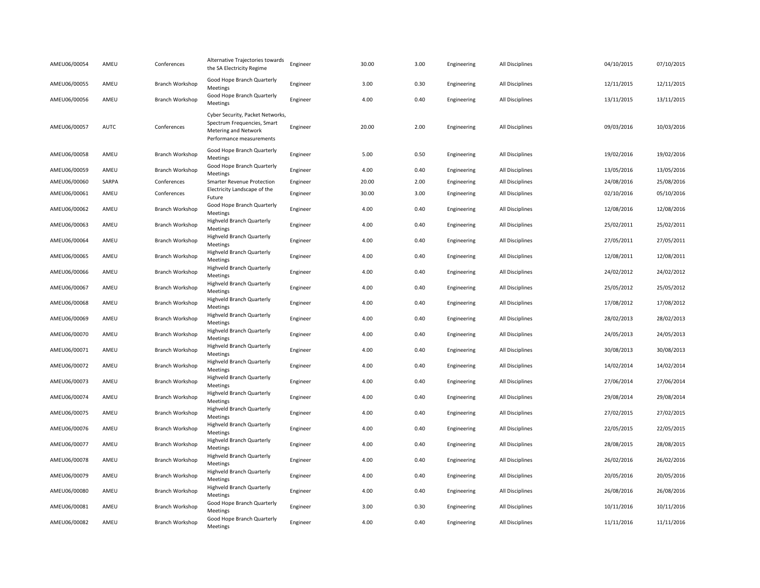| | | | | | | | | | | |
|---|---|---|---|---|---|---|---|---|---|---|
| AMEU06/00054 | AMEU | Conferences | Alternative Trajectories towards the SA Electricity Regime | Engineer | 30.00 | 3.00 | Engineering | All Disciplines | 04/10/2015 | 07/10/2015 |
| AMEU06/00055 | AMEU | Branch Workshop | Good Hope Branch Quarterly Meetings | Engineer | 3.00 | 0.30 | Engineering | All Disciplines | 12/11/2015 | 12/11/2015 |
| AMEU06/00056 | AMEU | Branch Workshop | Good Hope Branch Quarterly Meetings | Engineer | 4.00 | 0.40 | Engineering | All Disciplines | 13/11/2015 | 13/11/2015 |
| AMEU06/00057 | AUTC | Conferences | Cyber Security, Packet Networks, Spectrum Frequencies, Smart Metering and Network Performance measurements | Engineer | 20.00 | 2.00 | Engineering | All Disciplines | 09/03/2016 | 10/03/2016 |
| AMEU06/00058 | AMEU | Branch Workshop | Good Hope Branch Quarterly Meetings | Engineer | 5.00 | 0.50 | Engineering | All Disciplines | 19/02/2016 | 19/02/2016 |
| AMEU06/00059 | AMEU | Branch Workshop | Good Hope Branch Quarterly Meetings | Engineer | 4.00 | 0.40 | Engineering | All Disciplines | 13/05/2016 | 13/05/2016 |
| AMEU06/00060 | SARPA | Conferences | Smarter Revenue Protection | Engineer | 20.00 | 2.00 | Engineering | All Disciplines | 24/08/2016 | 25/08/2016 |
| AMEU06/00061 | AMEU | Conferences | Electricity Landscape of the Future | Engineer | 30.00 | 3.00 | Engineering | All Disciplines | 02/10/2016 | 05/10/2016 |
| AMEU06/00062 | AMEU | Branch Workshop | Good Hope Branch Quarterly Meetings | Engineer | 4.00 | 0.40 | Engineering | All Disciplines | 12/08/2016 | 12/08/2016 |
| AMEU06/00063 | AMEU | Branch Workshop | Highveld Branch Quarterly Meetings | Engineer | 4.00 | 0.40 | Engineering | All Disciplines | 25/02/2011 | 25/02/2011 |
| AMEU06/00064 | AMEU | Branch Workshop | Highveld Branch Quarterly Meetings | Engineer | 4.00 | 0.40 | Engineering | All Disciplines | 27/05/2011 | 27/05/2011 |
| AMEU06/00065 | AMEU | Branch Workshop | Highveld Branch Quarterly Meetings | Engineer | 4.00 | 0.40 | Engineering | All Disciplines | 12/08/2011 | 12/08/2011 |
| AMEU06/00066 | AMEU | Branch Workshop | Highveld Branch Quarterly Meetings | Engineer | 4.00 | 0.40 | Engineering | All Disciplines | 24/02/2012 | 24/02/2012 |
| AMEU06/00067 | AMEU | Branch Workshop | Highveld Branch Quarterly Meetings | Engineer | 4.00 | 0.40 | Engineering | All Disciplines | 25/05/2012 | 25/05/2012 |
| AMEU06/00068 | AMEU | Branch Workshop | Highveld Branch Quarterly Meetings | Engineer | 4.00 | 0.40 | Engineering | All Disciplines | 17/08/2012 | 17/08/2012 |
| AMEU06/00069 | AMEU | Branch Workshop | Highveld Branch Quarterly Meetings | Engineer | 4.00 | 0.40 | Engineering | All Disciplines | 28/02/2013 | 28/02/2013 |
| AMEU06/00070 | AMEU | Branch Workshop | Highveld Branch Quarterly Meetings | Engineer | 4.00 | 0.40 | Engineering | All Disciplines | 24/05/2013 | 24/05/2013 |
| AMEU06/00071 | AMEU | Branch Workshop | Highveld Branch Quarterly Meetings | Engineer | 4.00 | 0.40 | Engineering | All Disciplines | 30/08/2013 | 30/08/2013 |
| AMEU06/00072 | AMEU | Branch Workshop | Highveld Branch Quarterly Meetings | Engineer | 4.00 | 0.40 | Engineering | All Disciplines | 14/02/2014 | 14/02/2014 |
| AMEU06/00073 | AMEU | Branch Workshop | Highveld Branch Quarterly Meetings | Engineer | 4.00 | 0.40 | Engineering | All Disciplines | 27/06/2014 | 27/06/2014 |
| AMEU06/00074 | AMEU | Branch Workshop | Highveld Branch Quarterly Meetings | Engineer | 4.00 | 0.40 | Engineering | All Disciplines | 29/08/2014 | 29/08/2014 |
| AMEU06/00075 | AMEU | Branch Workshop | Highveld Branch Quarterly Meetings | Engineer | 4.00 | 0.40 | Engineering | All Disciplines | 27/02/2015 | 27/02/2015 |
| AMEU06/00076 | AMEU | Branch Workshop | Highveld Branch Quarterly Meetings | Engineer | 4.00 | 0.40 | Engineering | All Disciplines | 22/05/2015 | 22/05/2015 |
| AMEU06/00077 | AMEU | Branch Workshop | Highveld Branch Quarterly Meetings | Engineer | 4.00 | 0.40 | Engineering | All Disciplines | 28/08/2015 | 28/08/2015 |
| AMEU06/00078 | AMEU | Branch Workshop | Highveld Branch Quarterly Meetings | Engineer | 4.00 | 0.40 | Engineering | All Disciplines | 26/02/2016 | 26/02/2016 |
| AMEU06/00079 | AMEU | Branch Workshop | Highveld Branch Quarterly Meetings | Engineer | 4.00 | 0.40 | Engineering | All Disciplines | 20/05/2016 | 20/05/2016 |
| AMEU06/00080 | AMEU | Branch Workshop | Highveld Branch Quarterly Meetings | Engineer | 4.00 | 0.40 | Engineering | All Disciplines | 26/08/2016 | 26/08/2016 |
| AMEU06/00081 | AMEU | Branch Workshop | Good Hope Branch Quarterly Meetings | Engineer | 3.00 | 0.30 | Engineering | All Disciplines | 10/11/2016 | 10/11/2016 |
| AMEU06/00082 | AMEU | Branch Workshop | Good Hope Branch Quarterly Meetings | Engineer | 4.00 | 0.40 | Engineering | All Disciplines | 11/11/2016 | 11/11/2016 |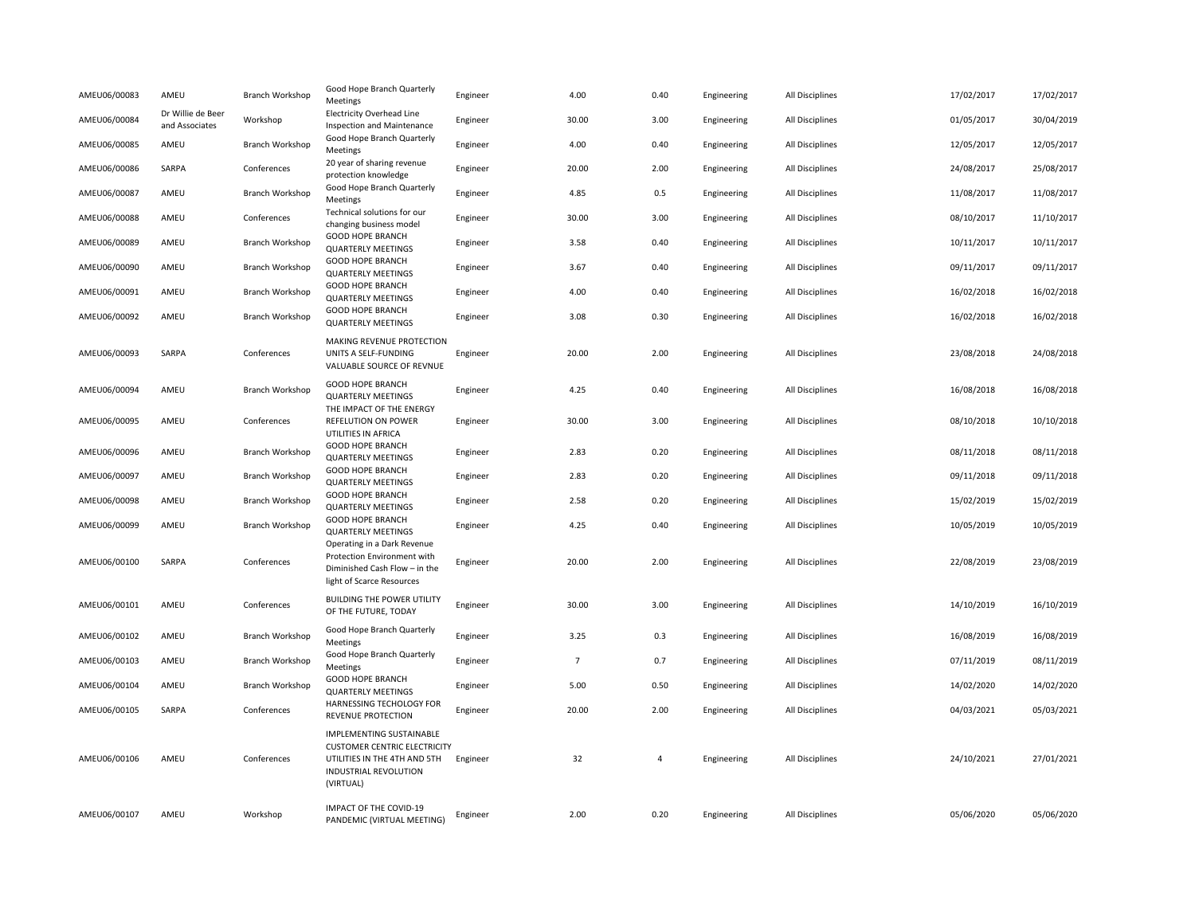| | | | | | | | | | | |
|---|---|---|---|---|---|---|---|---|---|---|
| AMEU06/00083 | AMEU | Branch Workshop | Good Hope Branch Quarterly Meetings | Engineer | 4.00 | 0.40 | Engineering | All Disciplines | 17/02/2017 | 17/02/2017 |
| AMEU06/00084 | Dr Willie de Beer and Associates | Workshop | Electricity Overhead Line Inspection and Maintenance | Engineer | 30.00 | 3.00 | Engineering | All Disciplines | 01/05/2017 | 30/04/2019 |
| AMEU06/00085 | AMEU | Branch Workshop | Good Hope Branch Quarterly Meetings | Engineer | 4.00 | 0.40 | Engineering | All Disciplines | 12/05/2017 | 12/05/2017 |
| AMEU06/00086 | SARPA | Conferences | 20 year of sharing revenue protection knowledge | Engineer | 20.00 | 2.00 | Engineering | All Disciplines | 24/08/2017 | 25/08/2017 |
| AMEU06/00087 | AMEU | Branch Workshop | Good Hope Branch Quarterly Meetings | Engineer | 4.85 | 0.5 | Engineering | All Disciplines | 11/08/2017 | 11/08/2017 |
| AMEU06/00088 | AMEU | Conferences | Technical solutions for our changing business model | Engineer | 30.00 | 3.00 | Engineering | All Disciplines | 08/10/2017 | 11/10/2017 |
| AMEU06/00089 | AMEU | Branch Workshop | GOOD HOPE BRANCH QUARTERLY MEETINGS | Engineer | 3.58 | 0.40 | Engineering | All Disciplines | 10/11/2017 | 10/11/2017 |
| AMEU06/00090 | AMEU | Branch Workshop | GOOD HOPE BRANCH QUARTERLY MEETINGS | Engineer | 3.67 | 0.40 | Engineering | All Disciplines | 09/11/2017 | 09/11/2017 |
| AMEU06/00091 | AMEU | Branch Workshop | GOOD HOPE BRANCH QUARTERLY MEETINGS | Engineer | 4.00 | 0.40 | Engineering | All Disciplines | 16/02/2018 | 16/02/2018 |
| AMEU06/00092 | AMEU | Branch Workshop | GOOD HOPE BRANCH QUARTERLY MEETINGS | Engineer | 3.08 | 0.30 | Engineering | All Disciplines | 16/02/2018 | 16/02/2018 |
| AMEU06/00093 | SARPA | Conferences | MAKING REVENUE PROTECTION UNITS A SELF-FUNDING VALUABLE SOURCE OF REVNUE | Engineer | 20.00 | 2.00 | Engineering | All Disciplines | 23/08/2018 | 24/08/2018 |
| AMEU06/00094 | AMEU | Branch Workshop | GOOD HOPE BRANCH QUARTERLY MEETINGS | Engineer | 4.25 | 0.40 | Engineering | All Disciplines | 16/08/2018 | 16/08/2018 |
| AMEU06/00095 | AMEU | Conferences | THE IMPACT OF THE ENERGY REFELUTION ON POWER UTILITIES IN AFRICA | Engineer | 30.00 | 3.00 | Engineering | All Disciplines | 08/10/2018 | 10/10/2018 |
| AMEU06/00096 | AMEU | Branch Workshop | GOOD HOPE BRANCH QUARTERLY MEETINGS | Engineer | 2.83 | 0.20 | Engineering | All Disciplines | 08/11/2018 | 08/11/2018 |
| AMEU06/00097 | AMEU | Branch Workshop | GOOD HOPE BRANCH QUARTERLY MEETINGS | Engineer | 2.83 | 0.20 | Engineering | All Disciplines | 09/11/2018 | 09/11/2018 |
| AMEU06/00098 | AMEU | Branch Workshop | GOOD HOPE BRANCH QUARTERLY MEETINGS | Engineer | 2.58 | 0.20 | Engineering | All Disciplines | 15/02/2019 | 15/02/2019 |
| AMEU06/00099 | AMEU | Branch Workshop | GOOD HOPE BRANCH QUARTERLY MEETINGS | Engineer | 4.25 | 0.40 | Engineering | All Disciplines | 10/05/2019 | 10/05/2019 |
| AMEU06/00100 | SARPA | Conferences | Operating in a Dark Revenue Protection Environment with Diminished Cash Flow – in the light of Scarce Resources | Engineer | 20.00 | 2.00 | Engineering | All Disciplines | 22/08/2019 | 23/08/2019 |
| AMEU06/00101 | AMEU | Conferences | BUILDING THE POWER UTILITY OF THE FUTURE, TODAY | Engineer | 30.00 | 3.00 | Engineering | All Disciplines | 14/10/2019 | 16/10/2019 |
| AMEU06/00102 | AMEU | Branch Workshop | Good Hope Branch Quarterly Meetings | Engineer | 3.25 | 0.3 | Engineering | All Disciplines | 16/08/2019 | 16/08/2019 |
| AMEU06/00103 | AMEU | Branch Workshop | Good Hope Branch Quarterly Meetings | Engineer | 7 | 0.7 | Engineering | All Disciplines | 07/11/2019 | 08/11/2019 |
| AMEU06/00104 | AMEU | Branch Workshop | GOOD HOPE BRANCH QUARTERLY MEETINGS | Engineer | 5.00 | 0.50 | Engineering | All Disciplines | 14/02/2020 | 14/02/2020 |
| AMEU06/00105 | SARPA | Conferences | HARNESSING TECHOLOGY FOR REVENUE PROTECTION | Engineer | 20.00 | 2.00 | Engineering | All Disciplines | 04/03/2021 | 05/03/2021 |
| AMEU06/00106 | AMEU | Conferences | IMPLEMENTING SUSTAINABLE CUSTOMER CENTRIC ELECTRICITY UTILITIES IN THE 4TH AND 5TH INDUSTRIAL REVOLUTION (VIRTUAL) | Engineer | 32 | 4 | Engineering | All Disciplines | 24/10/2021 | 27/01/2021 |
| AMEU06/00107 | AMEU | Workshop | IMPACT OF THE COVID-19 PANDEMIC (VIRTUAL MEETING) | Engineer | 2.00 | 0.20 | Engineering | All Disciplines | 05/06/2020 | 05/06/2020 |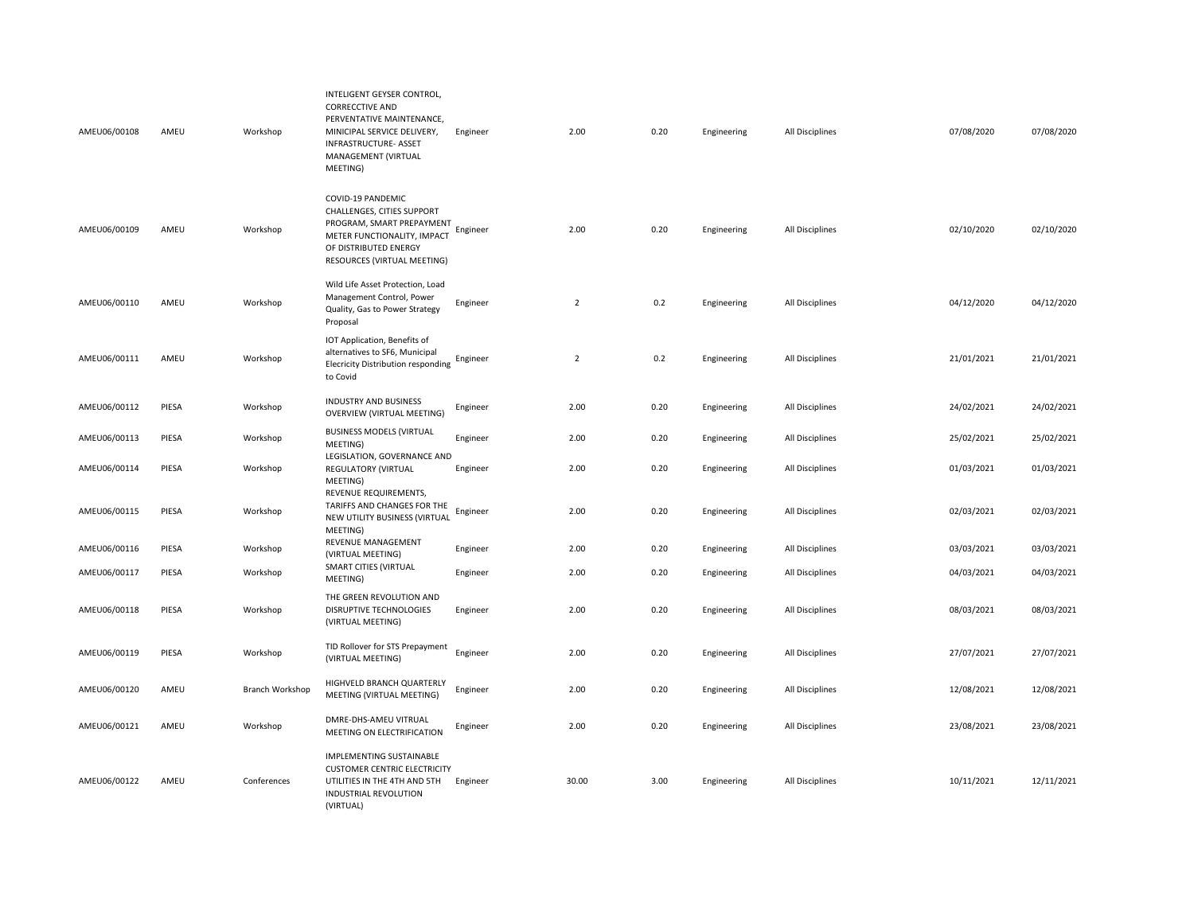| | | | | | | | | | | |
|---|---|---|---|---|---|---|---|---|---|---|
| AMEU06/00108 | AMEU | Workshop | INTELIGENT GEYSER CONTROL, CORRECCTIVE AND PERVENTATIVE MAINTENANCE, MINICIPAL SERVICE DELIVERY, INFRASTRUCTURE- ASSET MANAGEMENT (VIRTUAL MEETING) | Engineer | 2.00 | 0.20 | Engineering | All Disciplines | 07/08/2020 | 07/08/2020 |
| AMEU06/00109 | AMEU | Workshop | COVID-19 PANDEMIC CHALLENGES, CITIES SUPPORT PROGRAM, SMART PREPAYMENT METER FUNCTIONALITY, IMPACT OF DISTRIBUTED ENERGY RESOURCES (VIRTUAL MEETING) | Engineer | 2.00 | 0.20 | Engineering | All Disciplines | 02/10/2020 | 02/10/2020 |
| AMEU06/00110 | AMEU | Workshop | Wild Life Asset Protection, Load Management Control, Power Quality, Gas to Power Strategy Proposal | Engineer | 2 | 0.2 | Engineering | All Disciplines | 04/12/2020 | 04/12/2020 |
| AMEU06/00111 | AMEU | Workshop | IOT Application, Benefits of alternatives to SF6, Municipal Elecricity Distribution responding to Covid | Engineer | 2 | 0.2 | Engineering | All Disciplines | 21/01/2021 | 21/01/2021 |
| AMEU06/00112 | PIESA | Workshop | INDUSTRY AND BUSINESS OVERVIEW (VIRTUAL MEETING) | Engineer | 2.00 | 0.20 | Engineering | All Disciplines | 24/02/2021 | 24/02/2021 |
| AMEU06/00113 | PIESA | Workshop | BUSINESS MODELS (VIRTUAL MEETING) | Engineer | 2.00 | 0.20 | Engineering | All Disciplines | 25/02/2021 | 25/02/2021 |
| AMEU06/00114 | PIESA | Workshop | LEGISLATION, GOVERNANCE AND REGULATORY (VIRTUAL MEETING) | Engineer | 2.00 | 0.20 | Engineering | All Disciplines | 01/03/2021 | 01/03/2021 |
| AMEU06/00115 | PIESA | Workshop | REVENUE REQUIREMENTS, TARIFFS AND CHANGES FOR THE NEW UTILITY BUSINESS (VIRTUAL MEETING) | Engineer | 2.00 | 0.20 | Engineering | All Disciplines | 02/03/2021 | 02/03/2021 |
| AMEU06/00116 | PIESA | Workshop | REVENUE MANAGEMENT (VIRTUAL MEETING) | Engineer | 2.00 | 0.20 | Engineering | All Disciplines | 03/03/2021 | 03/03/2021 |
| AMEU06/00117 | PIESA | Workshop | SMART CITIES (VIRTUAL MEETING) | Engineer | 2.00 | 0.20 | Engineering | All Disciplines | 04/03/2021 | 04/03/2021 |
| AMEU06/00118 | PIESA | Workshop | THE GREEN REVOLUTION AND DISRUPTIVE TECHNOLOGIES (VIRTUAL MEETING) | Engineer | 2.00 | 0.20 | Engineering | All Disciplines | 08/03/2021 | 08/03/2021 |
| AMEU06/00119 | PIESA | Workshop | TID Rollover for STS Prepayment (VIRTUAL MEETING) | Engineer | 2.00 | 0.20 | Engineering | All Disciplines | 27/07/2021 | 27/07/2021 |
| AMEU06/00120 | AMEU | Branch Workshop | HIGHVELD BRANCH QUARTERLY MEETING (VIRTUAL MEETING) | Engineer | 2.00 | 0.20 | Engineering | All Disciplines | 12/08/2021 | 12/08/2021 |
| AMEU06/00121 | AMEU | Workshop | DMRE-DHS-AMEU VITRUAL MEETING ON ELECTRIFICATION | Engineer | 2.00 | 0.20 | Engineering | All Disciplines | 23/08/2021 | 23/08/2021 |
| AMEU06/00122 | AMEU | Conferences | IMPLEMENTING SUSTAINABLE CUSTOMER CENTRIC ELECTRICITY UTILITIES IN THE 4TH AND 5TH INDUSTRIAL REVOLUTION (VIRTUAL) | Engineer | 30.00 | 3.00 | Engineering | All Disciplines | 10/11/2021 | 12/11/2021 |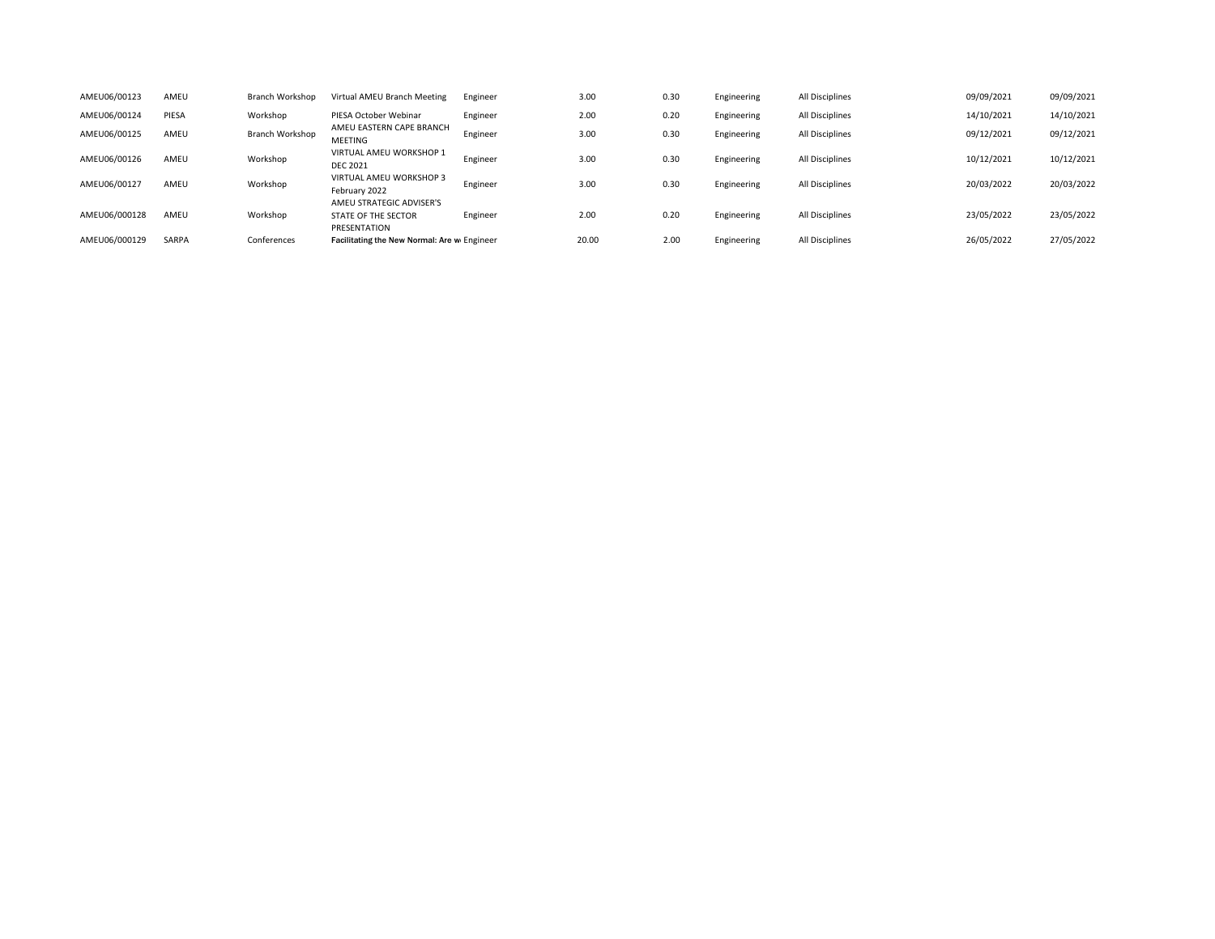| | | | | | | | | | | |
|---|---|---|---|---|---|---|---|---|---|---|
| AMEU06/00123 | AMEU | Branch Workshop | Virtual AMEU Branch Meeting | Engineer | 3.00 | 0.30 | Engineering | All Disciplines | 09/09/2021 | 09/09/2021 |
| AMEU06/00124 | PIESA | Workshop | PIESA October Webinar | Engineer | 2.00 | 0.20 | Engineering | All Disciplines | 14/10/2021 | 14/10/2021 |
| AMEU06/00125 | AMEU | Branch Workshop | AMEU EASTERN CAPE BRANCH MEETING | Engineer | 3.00 | 0.30 | Engineering | All Disciplines | 09/12/2021 | 09/12/2021 |
| AMEU06/00126 | AMEU | Workshop | VIRTUAL AMEU WORKSHOP 1 DEC 2021 | Engineer | 3.00 | 0.30 | Engineering | All Disciplines | 10/12/2021 | 10/12/2021 |
| AMEU06/00127 | AMEU | Workshop | VIRTUAL AMEU WORKSHOP 3 February 2022 | Engineer | 3.00 | 0.30 | Engineering | All Disciplines | 20/03/2022 | 20/03/2022 |
| AMEU06/000128 | AMEU | Workshop | AMEU STRATEGIC ADVISER'S STATE OF THE SECTOR PRESENTATION | Engineer | 2.00 | 0.20 | Engineering | All Disciplines | 23/05/2022 | 23/05/2022 |
| AMEU06/000129 | SARPA | Conferences | Facilitating the New Normal: Are w | Engineer | 20.00 | 2.00 | Engineering | All Disciplines | 26/05/2022 | 27/05/2022 |